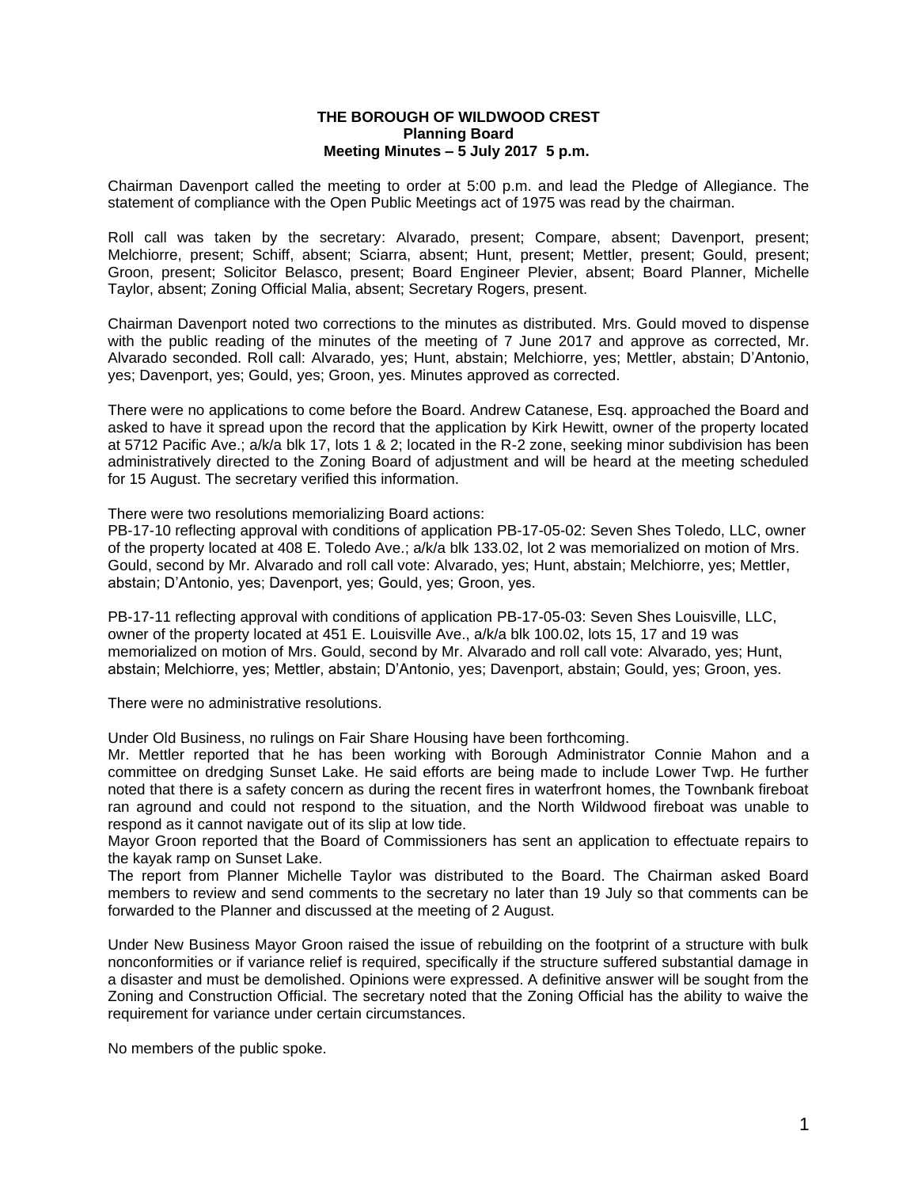**THE BOROUGH OF WILDWOOD CREST**
**Planning Board**
**Meeting Minutes – 5 July 2017 5 p.m.**

Chairman Davenport called the meeting to order at 5:00 p.m. and lead the Pledge of Allegiance. The statement of compliance with the Open Public Meetings act of 1975 was read by the chairman.

Roll call was taken by the secretary: Alvarado, present; Compare, absent; Davenport, present; Melchiorre, present; Schiff, absent; Sciarra, absent; Hunt, present; Mettler, present; Gould, present; Groon, present; Solicitor Belasco, present; Board Engineer Plevier, absent; Board Planner, Michelle Taylor, absent; Zoning Official Malia, absent; Secretary Rogers, present.

Chairman Davenport noted two corrections to the minutes as distributed. Mrs. Gould moved to dispense with the public reading of the minutes of the meeting of 7 June 2017 and approve as corrected, Mr. Alvarado seconded. Roll call: Alvarado, yes; Hunt, abstain; Melchiorre, yes; Mettler, abstain; D'Antonio, yes; Davenport, yes; Gould, yes; Groon, yes. Minutes approved as corrected.

There were no applications to come before the Board. Andrew Catanese, Esq. approached the Board and asked to have it spread upon the record that the application by Kirk Hewitt, owner of the property located at 5712 Pacific Ave.; a/k/a blk 17, lots 1 & 2; located in the R-2 zone, seeking minor subdivision has been administratively directed to the Zoning Board of adjustment and will be heard at the meeting scheduled for 15 August. The secretary verified this information.

There were two resolutions memorializing Board actions:
PB-17-10 reflecting approval with conditions of application PB-17-05-02: Seven Shes Toledo, LLC, owner of the property located at 408 E. Toledo Ave.; a/k/a blk 133.02, lot 2 was memorialized on motion of Mrs. Gould, second by Mr. Alvarado and roll call vote: Alvarado, yes; Hunt, abstain; Melchiorre, yes; Mettler, abstain; D'Antonio, yes; Davenport, yes; Gould, yes; Groon, yes.

PB-17-11 reflecting approval with conditions of application PB-17-05-03: Seven Shes Louisville, LLC, owner of the property located at 451 E. Louisville Ave., a/k/a blk 100.02, lots 15, 17 and 19 was memorialized on motion of Mrs. Gould, second by Mr. Alvarado and roll call vote: Alvarado, yes; Hunt, abstain; Melchiorre, yes; Mettler, abstain; D'Antonio, yes; Davenport, abstain; Gould, yes; Groon, yes.

There were no administrative resolutions.

Under Old Business, no rulings on Fair Share Housing have been forthcoming.
Mr. Mettler reported that he has been working with Borough Administrator Connie Mahon and a committee on dredging Sunset Lake. He said efforts are being made to include Lower Twp. He further noted that there is a safety concern as during the recent fires in waterfront homes, the Townbank fireboat ran aground and could not respond to the situation, and the North Wildwood fireboat was unable to respond as it cannot navigate out of its slip at low tide.
Mayor Groon reported that the Board of Commissioners has sent an application to effectuate repairs to the kayak ramp on Sunset Lake.
The report from Planner Michelle Taylor was distributed to the Board. The Chairman asked Board members to review and send comments to the secretary no later than 19 July so that comments can be forwarded to the Planner and discussed at the meeting of 2 August.

Under New Business Mayor Groon raised the issue of rebuilding on the footprint of a structure with bulk nonconformities or if variance relief is required, specifically if the structure suffered substantial damage in a disaster and must be demolished. Opinions were expressed. A definitive answer will be sought from the Zoning and Construction Official. The secretary noted that the Zoning Official has the ability to waive the requirement for variance under certain circumstances.

No members of the public spoke.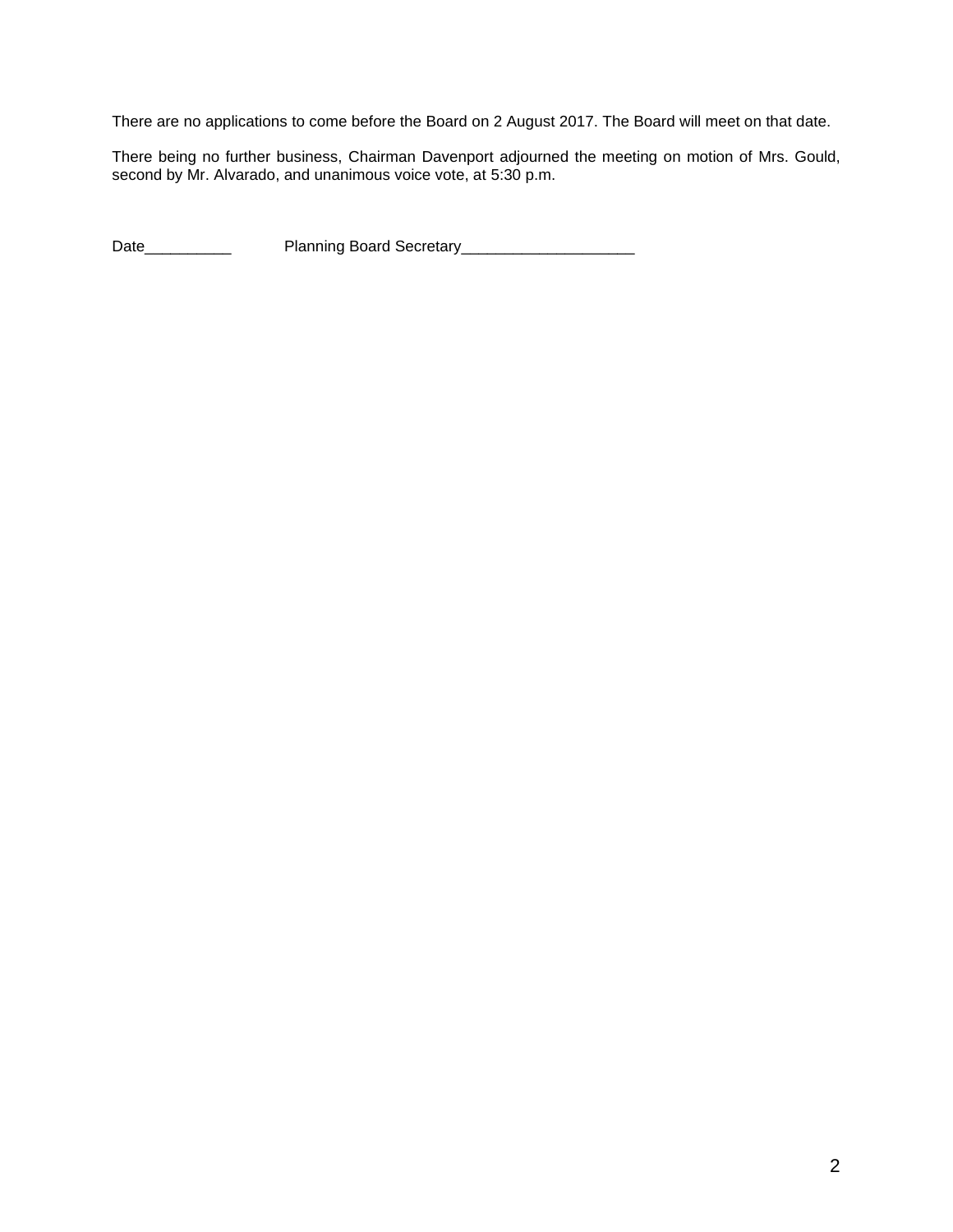There are no applications to come before the Board on 2 August 2017. The Board will meet on that date.

There being no further business, Chairman Davenport adjourned the meeting on motion of Mrs. Gould, second by Mr. Alvarado, and unanimous voice vote, at 5:30 p.m.

Date__________ Planning Board Secretary____________________